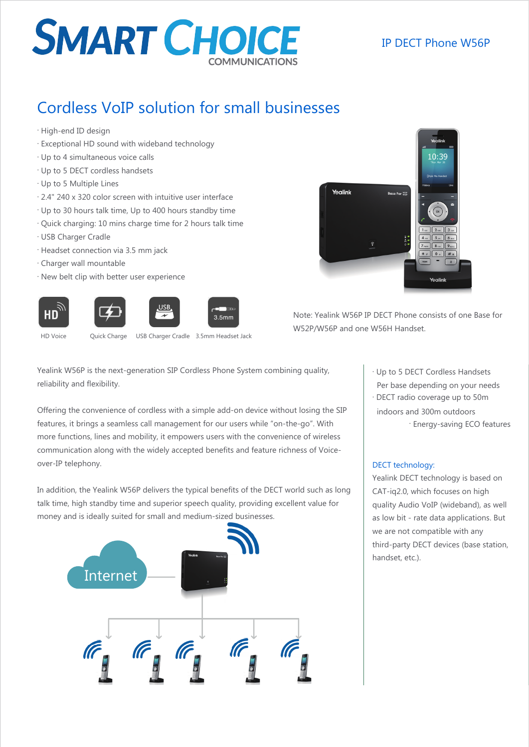# SMART CHOICE COMMUNICATIONS

IP DECT Phone W56P

## Cordless VoIP solution for small businesses

- High-end ID design
- Exceptional HD sound with wideband technology
- Up to 4 simultaneous voice calls
- Up to 5 DECT cordless handsets
- Up to 5 Multiple Lines
- 2.4" 240 x 320 color screen with intuitive user interface
- Up to 30 hours talk time, Up to 400 hours standby time
- Quick charging: 10 mins charge time for 2 hours talk time
- USB Charger Cradle
- Headset connection via 3.5 mm jack
- Charger wall mountable
- New belt clip with better user experience

HD Voice | Quick Charge | USB Charger Cradle | 3.5mm Headset Jack

Note: Yealink W56P IP DECT Phone consists of one Base for W52P/W56P and one W56H Handset.

Yealink W56P is the next-generation SIP Cordless Phone System combining quality, reliability and flexibility.

Offering the convenience of cordless with a simple add-on device without losing the SIP features, it brings a seamless call management for our users while "on-the-go". With more functions, lines and mobility, it empowers users with the convenience of wireless communication along with the widely accepted benefits and feature richness of Voice-over-IP telephony.

In addition, the Yealink W56P delivers the typical benefits of the DECT world such as long talk time, high standby time and superior speech quality, providing excellent value for money and is ideally suited for small and medium-sized businesses.

Internet

- Up to 5 DECT Cordless Handsets Per base depending on your needs
- DECT radio coverage up to 50m indoors and 300m outdoors
- Energy-saving ECO features

### DECT technology:

Yealink DECT technology is based on CAT-iq2.0, which focuses on high quality Audio VoIP (wideband), as well as low bit - rate data applications. But we are not compatible with any third-party DECT devices (base station, handset, etc.).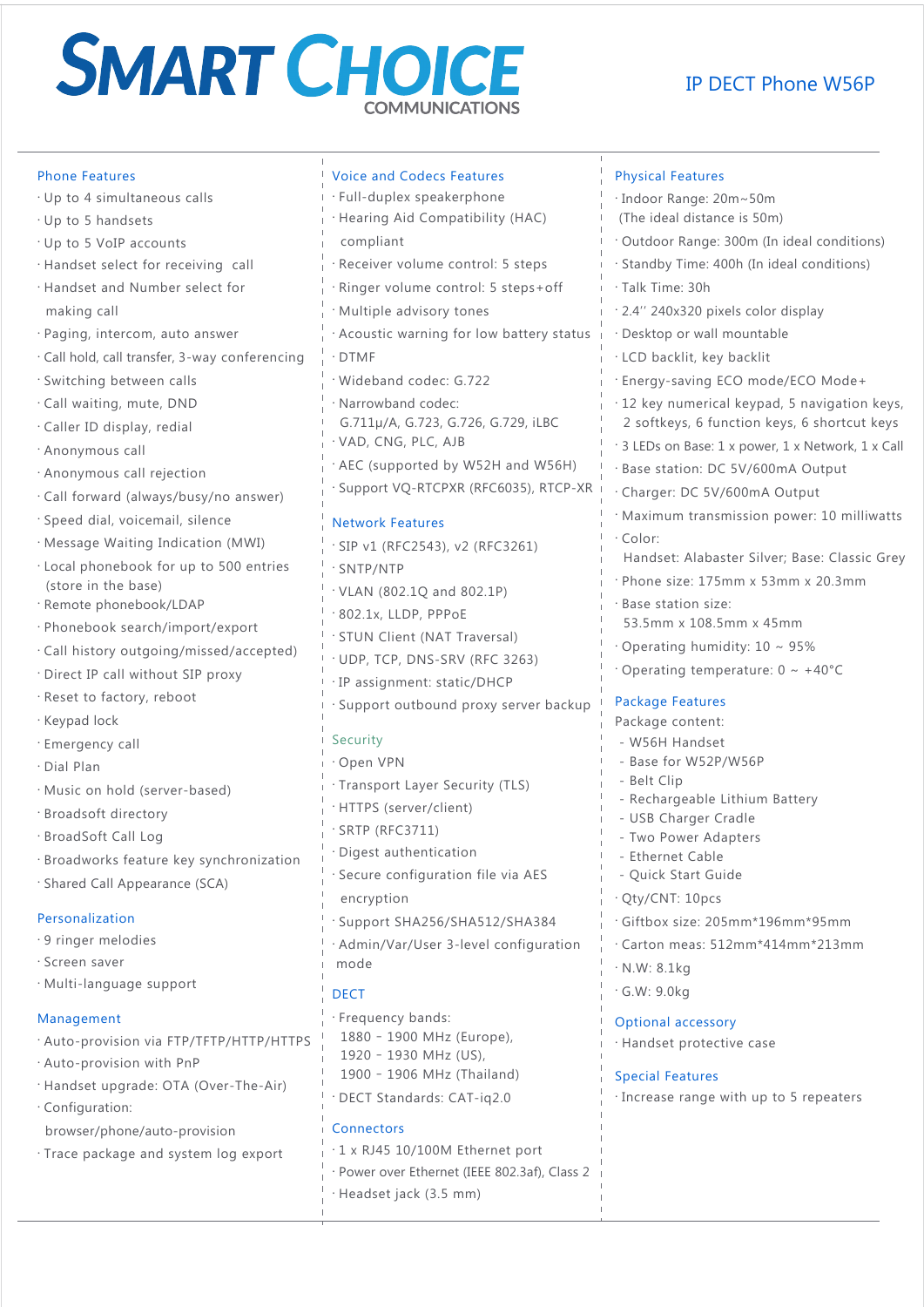# SMART CHOICE COMMUNICATIONS

## IP DECT Phone W56P

### Phone Features

- Up to 4 simultaneous calls
- Up to 5 handsets
- Up to 5 VoIP accounts
- Handset select for receiving call
- Handset and Number select for making call
- Paging, intercom, auto answer
- Call hold, call transfer, 3-way conferencing
- Switching between calls
- Call waiting, mute, DND
- Caller ID display, redial
- Anonymous call
- Anonymous call rejection
- Call forward (always/busy/no answer)
- Speed dial, voicemail, silence
- Message Waiting Indication (MWI)
- Local phonebook for up to 500 entries (store in the base)
- Remote phonebook/LDAP
- Phonebook search/import/export
- Call history outgoing/missed/accepted)
- Direct IP call without SIP proxy
- Reset to factory, reboot
- Keypad lock
- Emergency call
- Dial Plan
- Music on hold (server-based)
- Broadsoft directory
- BroadSoft Call Log
- Broadworks feature key synchronization
- Shared Call Appearance (SCA)

### Personalization

- 9 ringer melodies
- Screen saver
- Multi-language support

### Management

- Auto-provision via FTP/TFTP/HTTP/HTTPS
- Auto-provision with PnP
- Handset upgrade: OTA (Over-The-Air)
- Configuration: browser/phone/auto-provision
- Trace package and system log export

### Voice and Codecs Features

- Full-duplex speakerphone
- Hearing Aid Compatibility (HAC) compliant
- Receiver volume control: 5 steps
- Ringer volume control: 5 steps+off
- Multiple advisory tones
- Acoustic warning for low battery status
- DTMF
- Wideband codec: G.722
- Narrowband codec: G.711μ/A, G.723, G.726, G.729, iLBC
- VAD, CNG, PLC, AJB
- AEC (supported by W52H and W56H)
- Support VQ-RTCPXR (RFC6035), RTCP-XR

### Network Features

- SIP v1 (RFC2543), v2 (RFC3261)
- SNTP/NTP
- VLAN (802.1Q and 802.1P)
- 802.1x, LLDP, PPPoE
- STUN Client (NAT Traversal)
- UDP, TCP, DNS-SRV (RFC 3263)
- IP assignment: static/DHCP
- Support outbound proxy server backup

### Security

- Open VPN
- Transport Layer Security (TLS)
- HTTPS (server/client)
- SRTP (RFC3711)
- Digest authentication
- Secure configuration file via AES encryption
- Support SHA256/SHA512/SHA384
- Admin/Var/User 3-level configuration mode

### DECT

- Frequency bands:
  1880 – 1900 MHz (Europe),
  1920 – 1930 MHz (US),
  1900 – 1906 MHz (Thailand)
- DECT Standards: CAT-iq2.0

### Connectors

- 1 x RJ45 10/100M Ethernet port
- Power over Ethernet (IEEE 802.3af), Class 2
- Headset jack (3.5 mm)

### Physical Features

- Indoor Range: 20m~50m (The ideal distance is 50m)
- Outdoor Range: 300m (In ideal conditions)
- Standby Time: 400h (In ideal conditions)
- Talk Time: 30h
- 2.4'' 240x320 pixels color display
- Desktop or wall mountable
- LCD backlit, key backlit
- Energy-saving ECO mode/ECO Mode+
- 12 key numerical keypad, 5 navigation keys, 2 softkeys, 6 function keys, 6 shortcut keys
- 3 LEDs on Base: 1 x power, 1 x Network, 1 x Call
- Base station: DC 5V/600mA Output
- Charger: DC 5V/600mA Output
- Maximum transmission power: 10 milliwatts
- Color: Handset: Alabaster Silver; Base: Classic Grey
- Phone size: 175mm x 53mm x 20.3mm
- Base station size: 53.5mm x 108.5mm x 45mm
- Operating humidity: 10 ~ 95%
- Operating temperature: 0 ~ +40°C

### Package Features

Package content:

- W56H Handset
- Base for W52P/W56P
- Belt Clip
- Rechargeable Lithium Battery
- USB Charger Cradle
- Two Power Adapters
- Ethernet Cable
- Quick Start Guide

- Qty/CNT: 10pcs
- Giftbox size: 205mm*196mm*95mm
- Carton meas: 512mm*414mm*213mm
- N.W: 8.1kg
- G.W: 9.0kg

### Optional accessory

- Handset protective case

### Special Features

- Increase range with up to 5 repeaters